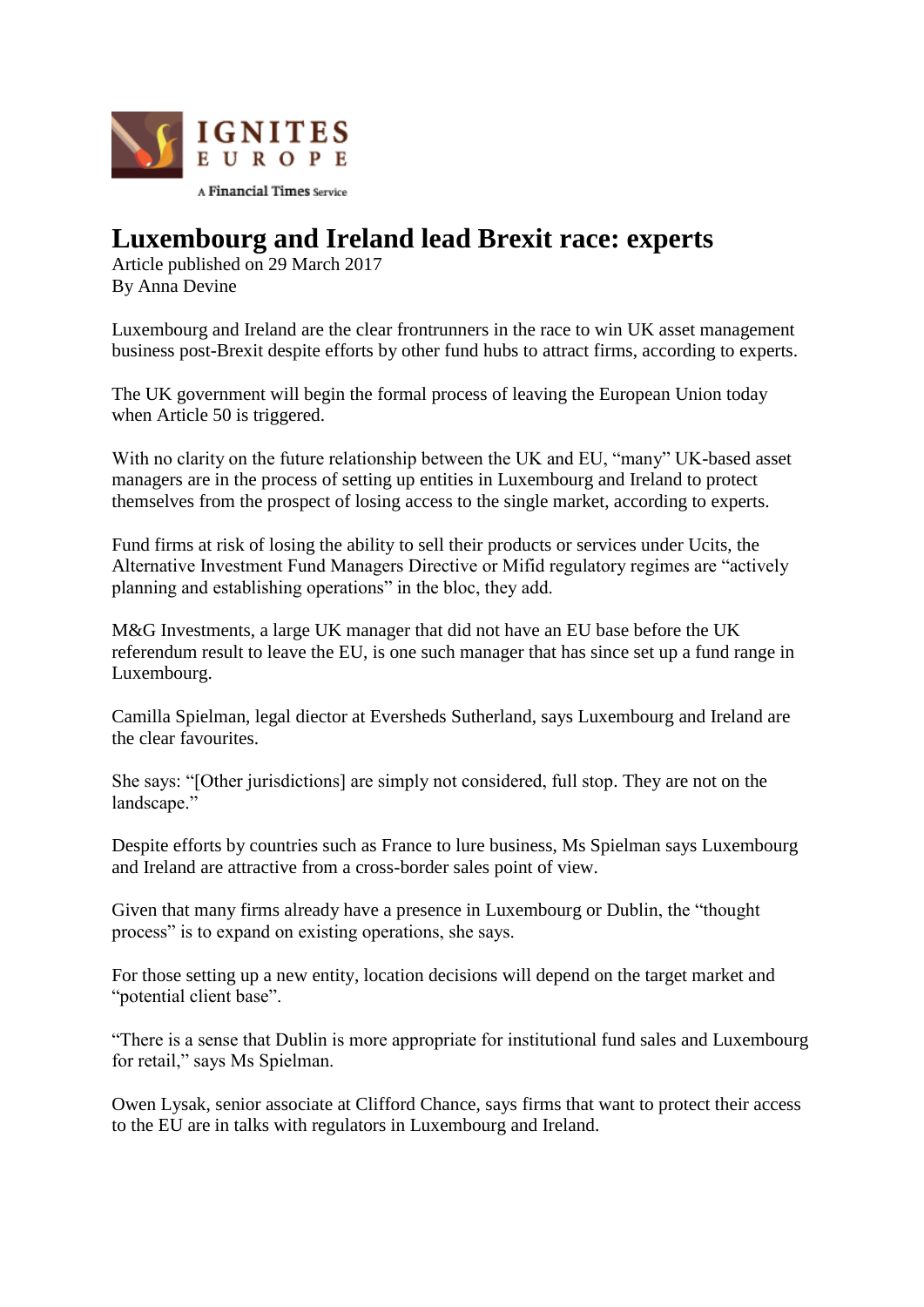IGNITES EUROPE

A Financial Times Service

# Luxembourg and Ireland lead Brexit race: experts

Article published on 29 March 2017
By Anna Devine

Luxembourg and Ireland are the clear frontrunners in the race to win UK asset management business post-Brexit despite efforts by other fund hubs to attract firms, according to experts.

The UK government will begin the formal process of leaving the European Union today when Article 50 is triggered.

With no clarity on the future relationship between the UK and EU, “many” UK-based asset managers are in the process of setting up entities in Luxembourg and Ireland to protect themselves from the prospect of losing access to the single market, according to experts.

Fund firms at risk of losing the ability to sell their products or services under Ucits, the Alternative Investment Fund Managers Directive or Mifid regulatory regimes are “actively planning and establishing operations” in the bloc, they add.

M&G Investments, a large UK manager that did not have an EU base before the UK referendum result to leave the EU, is one such manager that has since set up a fund range in Luxembourg.

Camilla Spielman, legal director at Eversheds Sutherland, says Luxembourg and Ireland are the clear favourites.

She says: “[Other jurisdictions] are simply not considered, full stop. They are not on the landscape.”

Despite efforts by countries such as France to lure business, Ms Spielman says Luxembourg and Ireland are attractive from a cross-border sales point of view.

Given that many firms already have a presence in Luxembourg or Dublin, the “thought process” is to expand on existing operations, she says.

For those setting up a new entity, location decisions will depend on the target market and “potential client base”.

“There is a sense that Dublin is more appropriate for institutional fund sales and Luxembourg for retail,” says Ms Spielman.

Owen Lysak, senior associate at Clifford Chance, says firms that want to protect their access to the EU are in talks with regulators in Luxembourg and Ireland.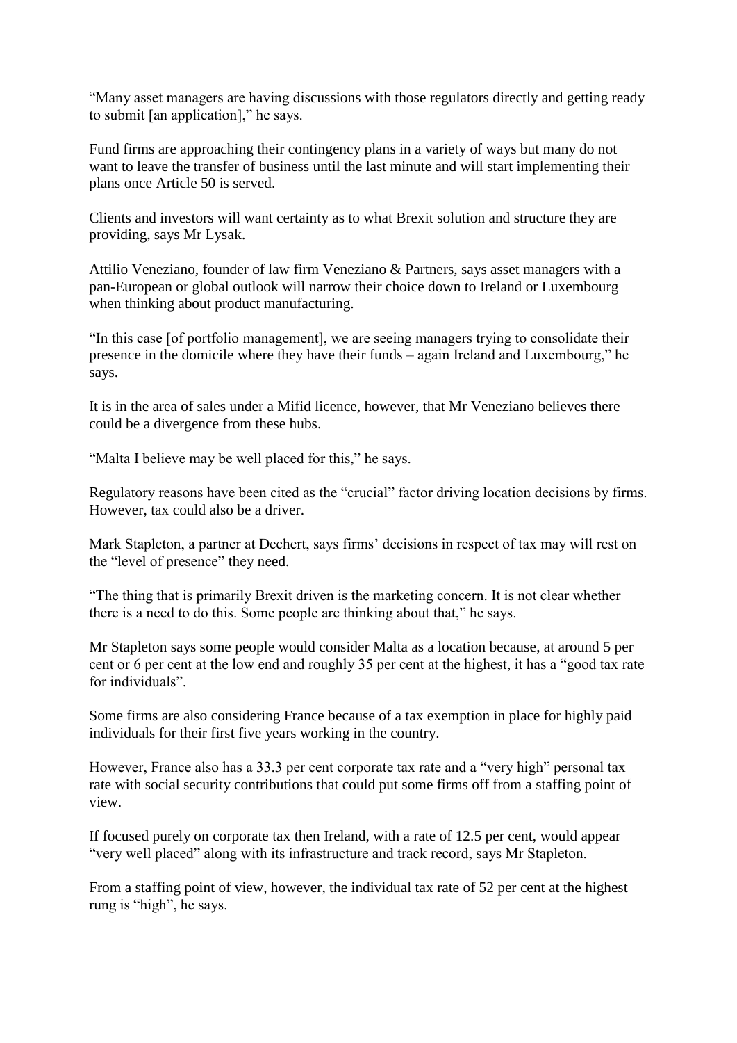"Many asset managers are having discussions with those regulators directly and getting ready to submit [an application]," he says.

Fund firms are approaching their contingency plans in a variety of ways but many do not want to leave the transfer of business until the last minute and will start implementing their plans once Article 50 is served.

Clients and investors will want certainty as to what Brexit solution and structure they are providing, says Mr Lysak.

Attilio Veneziano, founder of law firm Veneziano & Partners, says asset managers with a pan-European or global outlook will narrow their choice down to Ireland or Luxembourg when thinking about product manufacturing.

"In this case [of portfolio management], we are seeing managers trying to consolidate their presence in the domicile where they have their funds – again Ireland and Luxembourg," he says.

It is in the area of sales under a Mifid licence, however, that Mr Veneziano believes there could be a divergence from these hubs.

"Malta I believe may be well placed for this," he says.

Regulatory reasons have been cited as the "crucial" factor driving location decisions by firms. However, tax could also be a driver.

Mark Stapleton, a partner at Dechert, says firms' decisions in respect of tax may will rest on the "level of presence" they need.

"The thing that is primarily Brexit driven is the marketing concern. It is not clear whether there is a need to do this. Some people are thinking about that," he says.

Mr Stapleton says some people would consider Malta as a location because, at around 5 per cent or 6 per cent at the low end and roughly 35 per cent at the highest, it has a "good tax rate for individuals".

Some firms are also considering France because of a tax exemption in place for highly paid individuals for their first five years working in the country.

However, France also has a 33.3 per cent corporate tax rate and a "very high" personal tax rate with social security contributions that could put some firms off from a staffing point of view.

If focused purely on corporate tax then Ireland, with a rate of 12.5 per cent, would appear "very well placed" along with its infrastructure and track record, says Mr Stapleton.

From a staffing point of view, however, the individual tax rate of 52 per cent at the highest rung is "high", he says.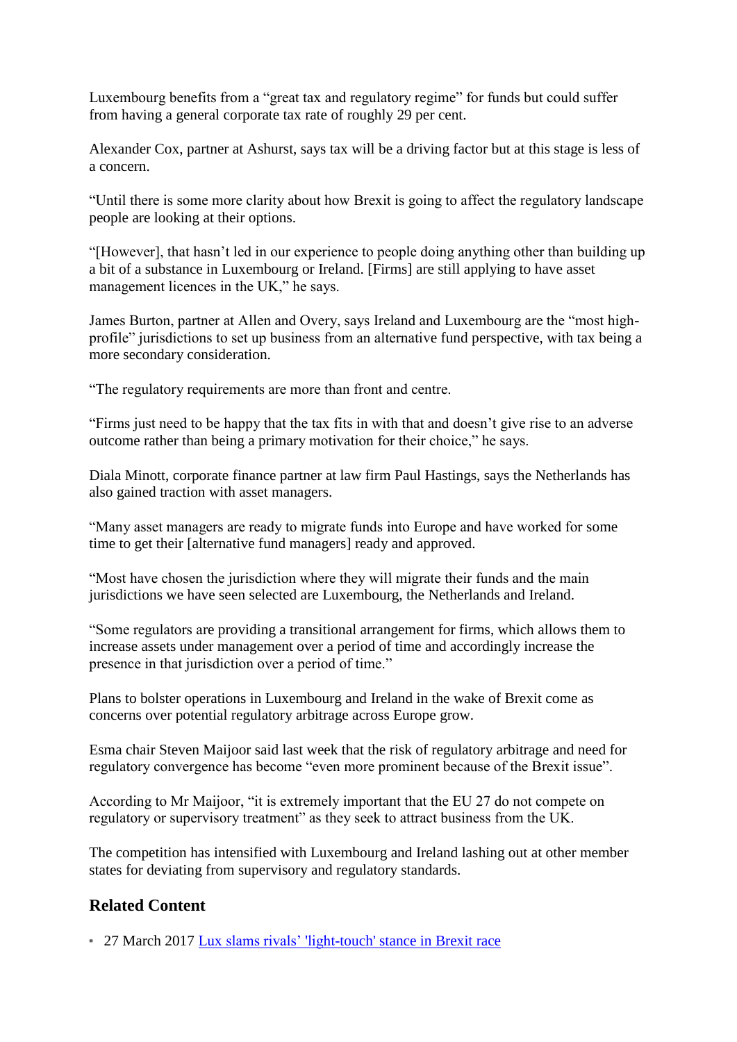Luxembourg benefits from a "great tax and regulatory regime" for funds but could suffer from having a general corporate tax rate of roughly 29 per cent.

Alexander Cox, partner at Ashurst, says tax will be a driving factor but at this stage is less of a concern.

"Until there is some more clarity about how Brexit is going to affect the regulatory landscape people are looking at their options.

"[However], that hasn't led in our experience to people doing anything other than building up a bit of a substance in Luxembourg or Ireland. [Firms] are still applying to have asset management licences in the UK," he says.

James Burton, partner at Allen and Overy, says Ireland and Luxembourg are the "most high-profile" jurisdictions to set up business from an alternative fund perspective, with tax being a more secondary consideration.

"The regulatory requirements are more than front and centre.

"Firms just need to be happy that the tax fits in with that and doesn't give rise to an adverse outcome rather than being a primary motivation for their choice," he says.

Diala Minott, corporate finance partner at law firm Paul Hastings, says the Netherlands has also gained traction with asset managers.

"Many asset managers are ready to migrate funds into Europe and have worked for some time to get their [alternative fund managers] ready and approved.

"Most have chosen the jurisdiction where they will migrate their funds and the main jurisdictions we have seen selected are Luxembourg, the Netherlands and Ireland.

"Some regulators are providing a transitional arrangement for firms, which allows them to increase assets under management over a period of time and accordingly increase the presence in that jurisdiction over a period of time."

Plans to bolster operations in Luxembourg and Ireland in the wake of Brexit come as concerns over potential regulatory arbitrage across Europe grow.

Esma chair Steven Maijoor said last week that the risk of regulatory arbitrage and need for regulatory convergence has become "even more prominent because of the Brexit issue".

According to Mr Maijoor, "it is extremely important that the EU 27 do not compete on regulatory or supervisory treatment" as they seek to attract business from the UK.

The competition has intensified with Luxembourg and Ireland lashing out at other member states for deviating from supervisory and regulatory standards.

## Related Content

- 27 March 2017 Lux slams rivals' 'light-touch' stance in Brexit race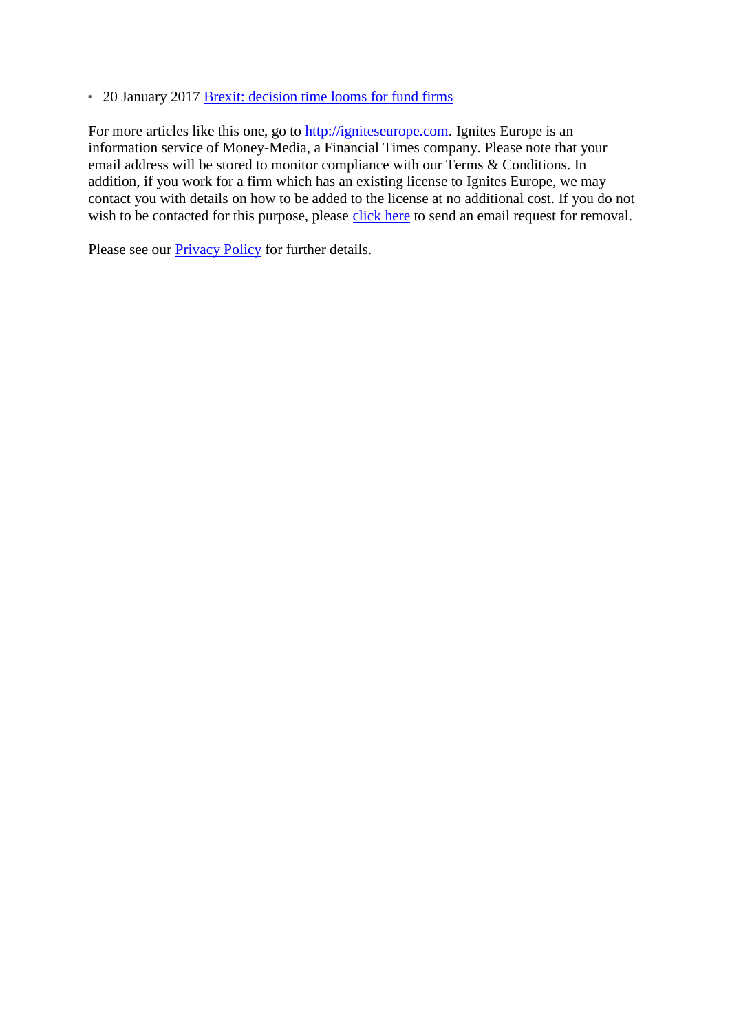- 20 January 2017 Brexit: decision time looms for fund firms

For more articles like this one, go to http://igniteseurope.com. Ignites Europe is an information service of Money-Media, a Financial Times company. Please note that your email address will be stored to monitor compliance with our Terms & Conditions. In addition, if you work for a firm which has an existing license to Ignites Europe, we may contact you with details on how to be added to the license at no additional cost. If you do not wish to be contacted for this purpose, please click here to send an email request for removal.

Please see our Privacy Policy for further details.